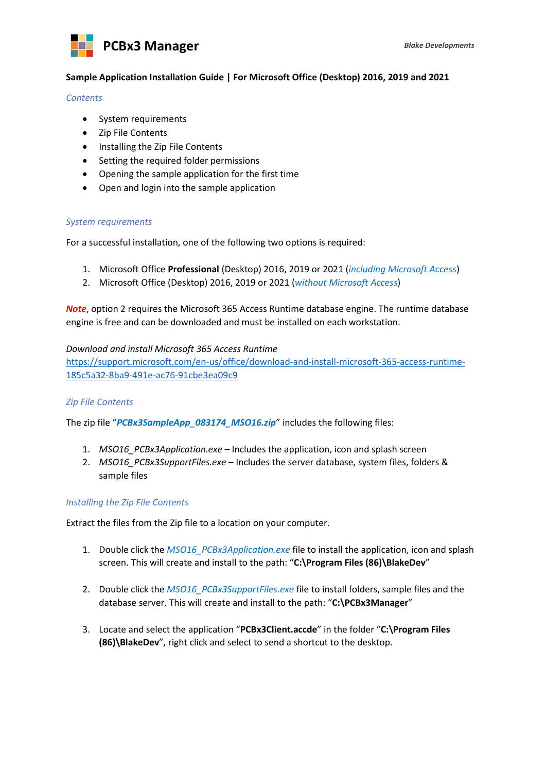# PCBx3 Manager

Blake Developments

**Sample Application Installation Guide | For Microsoft Office (Desktop) 2016, 2019 and 2021**

## *Contents*

- System requirements
- Zip File Contents
- Installing the Zip File Contents
- Setting the required folder permissions
- Opening the sample application for the first time
- Open and login into the sample application

## *System requirements*

For a successful installation, one of the following two options is required:

1. Microsoft Office **Professional** (Desktop) 2016, 2019 or 2021 (*including Microsoft Access*)
2. Microsoft Office (Desktop) 2016, 2019 or 2021 (*without Microsoft Access*)

***Note***, option 2 requires the Microsoft 365 Access Runtime database engine. The runtime database engine is free and can be downloaded and must be installed on each workstation.

*Download and install Microsoft 365 Access Runtime*
https://support.microsoft.com/en-us/office/download-and-install-microsoft-365-access-runtime-185c5a32-8ba9-491e-ac76-91cbe3ea09c9

## *Zip File Contents*

The zip file "***PCBx3SampleApp_083174_MSO16.zip***" includes the following files:

1. *MSO16_PCBx3Application.exe* – Includes the application, icon and splash screen
2. *MSO16_PCBx3SupportFiles.exe* – Includes the server database, system files, folders & sample files

## *Installing the Zip File Contents*

Extract the files from the Zip file to a location on your computer.

1. Double click the *MSO16_PCBx3Application.exe* file to install the application, icon and splash screen. This will create and install to the path: "**C:\Program Files (86)\BlakeDev**"

2. Double click the *MSO16_PCBx3SupportFiles.exe* file to install folders, sample files and the database server. This will create and install to the path: "**C:\PCBx3Manager**"

3. Locate and select the application "**PCBx3Client.accde**" in the folder "**C:\Program Files (86)\BlakeDev**", right click and select to send a shortcut to the desktop.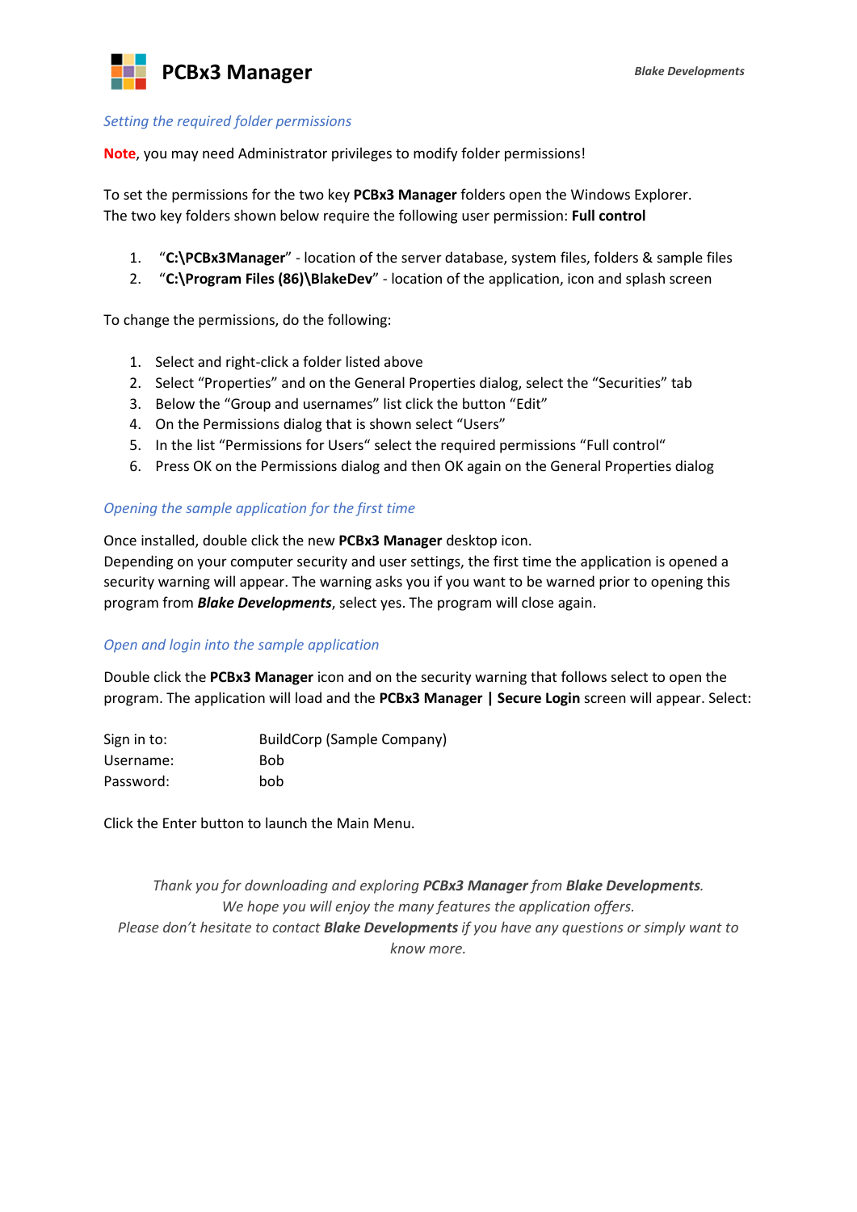*Setting the required folder permissions*

**Note**, you may need Administrator privileges to modify folder permissions!

To set the permissions for the two key **PCBx3 Manager** folders open the Windows Explorer.
The two key folders shown below require the following user permission: **Full control**

1. "**C:\PCBx3Manager**" - location of the server database, system files, folders & sample files
2. "**C:\Program Files (86)\BlakeDev**" - location of the application, icon and splash screen

To change the permissions, do the following:

1. Select and right-click a folder listed above
2. Select "Properties" and on the General Properties dialog, select the "Securities" tab
3. Below the "Group and usernames" list click the button "Edit"
4. On the Permissions dialog that is shown select "Users"
5. In the list "Permissions for Users" select the required permissions "Full control"
6. Press OK on the Permissions dialog and then OK again on the General Properties dialog

*Opening the sample application for the first time*

Once installed, double click the new **PCBx3 Manager** desktop icon.
Depending on your computer security and user settings, the first time the application is opened a security warning will appear. The warning asks you if you want to be warned prior to opening this program from ***Blake Developments***, select yes. The program will close again.

*Open and login into the sample application*

Double click the **PCBx3 Manager** icon and on the security warning that follows select to open the program. The application will load and the **PCBx3 Manager | Secure Login** screen will appear. Select:

| | |
|---|---|
| Sign in to: | BuildCorp (Sample Company) |
| Username: | Bob |
| Password: | bob |

Click the Enter button to launch the Main Menu.

*Thank you for downloading and exploring **PCBx3 Manager** from **Blake Developments**.*
*We hope you will enjoy the many features the application offers.*
*Please don't hesitate to contact **Blake Developments** if you have any questions or simply want to know more.*